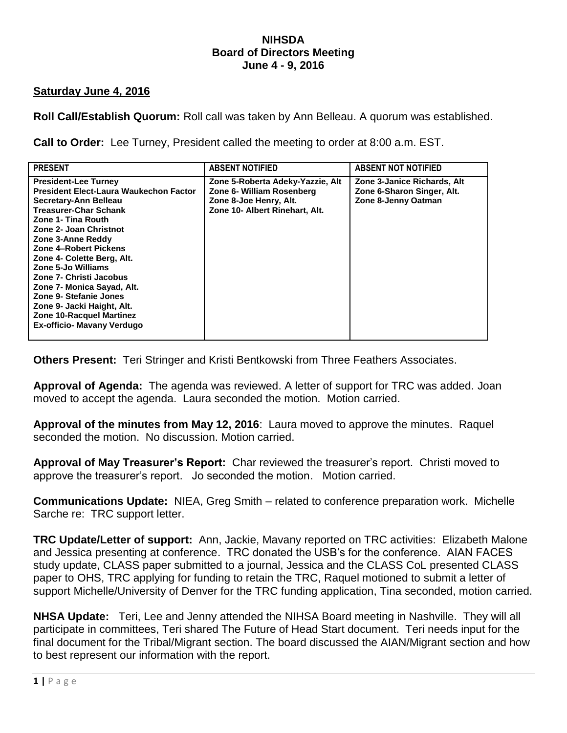# NIHSDA
## Board of Directors Meeting
### June 4 - 9, 2016

**Saturday June 4, 2016**

**Roll Call/Establish Quorum:** Roll call was taken by Ann Belleau. A quorum was established.

**Call to Order:** Lee Turney, President called the meeting to order at 8:00 a.m. EST.

| PRESENT | ABSENT NOTIFIED | ABSENT NOT NOTIFIED |
|---|---|---|
| President-Lee Turney<br>President Elect-Laura Waukechon Factor<br>Secretary-Ann Belleau<br>Treasurer-Char Schank<br>Zone 1- Tina Routh<br>Zone 2- Joan Christnot<br>Zone 3-Anne Reddy<br>Zone 4–Robert Pickens<br>Zone 4- Colette Berg, Alt.<br>Zone 5-Jo Williams<br>Zone 7- Christi Jacobus<br>Zone 7- Monica Sayad, Alt.<br>Zone 9- Stefanie Jones<br>Zone 9- Jacki Haight, Alt.<br>Zone 10-Racquel Martinez<br>Ex-officio- Mavany Verdugo | Zone 5-Roberta Adeky-Yazzie, Alt<br>Zone 6- William Rosenberg<br>Zone 8-Joe Henry, Alt.<br>Zone 10- Albert Rinehart, Alt. | Zone 3-Janice Richards, Alt<br>Zone 6-Sharon Singer, Alt.<br>Zone 8-Jenny Oatman |

**Others Present:** Teri Stringer and Kristi Bentkowski from Three Feathers Associates.

**Approval of Agenda:** The agenda was reviewed. A letter of support for TRC was added. Joan moved to accept the agenda. Laura seconded the motion. Motion carried.

**Approval of the minutes from May 12, 2016**: Laura moved to approve the minutes. Raquel seconded the motion. No discussion. Motion carried.

**Approval of May Treasurer's Report:** Char reviewed the treasurer's report. Christi moved to approve the treasurer's report. Jo seconded the motion. Motion carried.

**Communications Update:** NIEA, Greg Smith – related to conference preparation work. Michelle Sarche re: TRC support letter.

**TRC Update/Letter of support:** Ann, Jackie, Mavany reported on TRC activities: Elizabeth Malone and Jessica presenting at conference. TRC donated the USB's for the conference. AIAN FACES study update, CLASS paper submitted to a journal, Jessica and the CLASS CoL presented CLASS paper to OHS, TRC applying for funding to retain the TRC, Raquel motioned to submit a letter of support Michelle/University of Denver for the TRC funding application, Tina seconded, motion carried.

**NHSA Update:** Teri, Lee and Jenny attended the NIHSA Board meeting in Nashville. They will all participate in committees, Teri shared The Future of Head Start document. Teri needs input for the final document for the Tribal/Migrant section. The board discussed the AIAN/Migrant section and how to best represent our information with the report.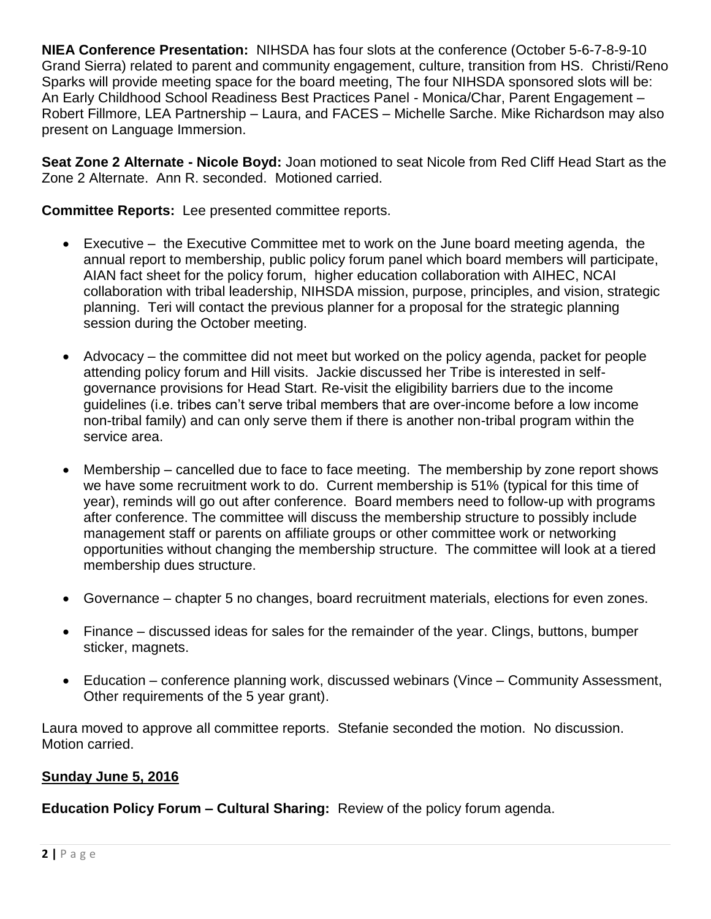**NIEA Conference Presentation:** NIHSDA has four slots at the conference (October 5-6-7-8-9-10 Grand Sierra) related to parent and community engagement, culture, transition from HS. Christi/Reno Sparks will provide meeting space for the board meeting, The four NIHSDA sponsored slots will be: An Early Childhood School Readiness Best Practices Panel - Monica/Char, Parent Engagement – Robert Fillmore, LEA Partnership – Laura, and FACES – Michelle Sarche. Mike Richardson may also present on Language Immersion.

**Seat Zone 2 Alternate - Nicole Boyd:** Joan motioned to seat Nicole from Red Cliff Head Start as the Zone 2 Alternate. Ann R. seconded. Motioned carried.

**Committee Reports:** Lee presented committee reports.

- Executive – the Executive Committee met to work on the June board meeting agenda, the annual report to membership, public policy forum panel which board members will participate, AIAN fact sheet for the policy forum, higher education collaboration with AIHEC, NCAI collaboration with tribal leadership, NIHSDA mission, purpose, principles, and vision, strategic planning. Teri will contact the previous planner for a proposal for the strategic planning session during the October meeting.

- Advocacy – the committee did not meet but worked on the policy agenda, packet for people attending policy forum and Hill visits. Jackie discussed her Tribe is interested in self-governance provisions for Head Start. Re-visit the eligibility barriers due to the income guidelines (i.e. tribes can't serve tribal members that are over-income before a low income non-tribal family) and can only serve them if there is another non-tribal program within the service area.

- Membership – cancelled due to face to face meeting. The membership by zone report shows we have some recruitment work to do. Current membership is 51% (typical for this time of year), reminds will go out after conference. Board members need to follow-up with programs after conference. The committee will discuss the membership structure to possibly include management staff or parents on affiliate groups or other committee work or networking opportunities without changing the membership structure. The committee will look at a tiered membership dues structure.

- Governance – chapter 5 no changes, board recruitment materials, elections for even zones.

- Finance – discussed ideas for sales for the remainder of the year. Clings, buttons, bumper sticker, magnets.

- Education – conference planning work, discussed webinars (Vince – Community Assessment, Other requirements of the 5 year grant).

Laura moved to approve all committee reports. Stefanie seconded the motion. No discussion. Motion carried.

**Sunday June 5, 2016**

**Education Policy Forum – Cultural Sharing:** Review of the policy forum agenda.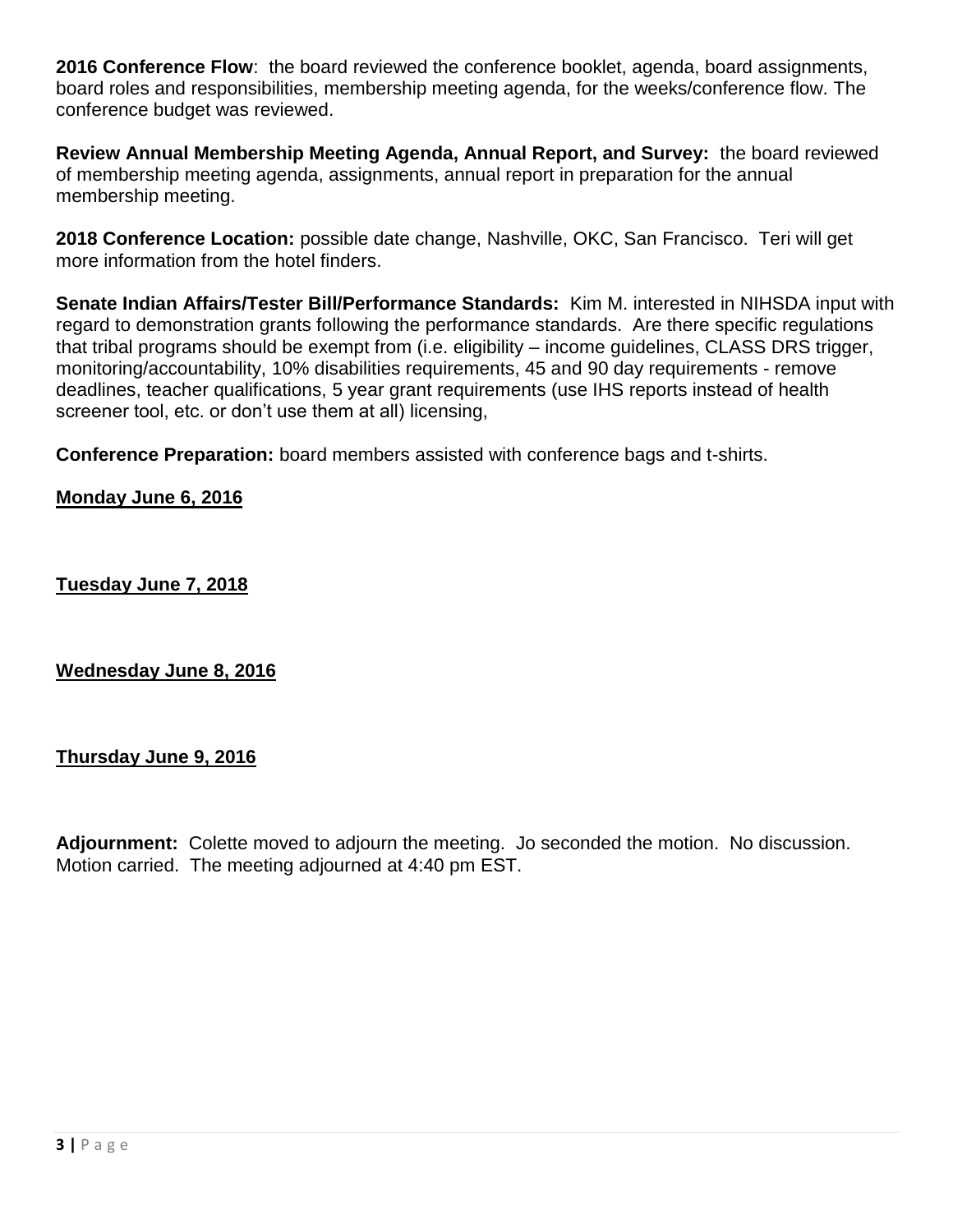**2016 Conference Flow**: the board reviewed the conference booklet, agenda, board assignments, board roles and responsibilities, membership meeting agenda, for the weeks/conference flow. The conference budget was reviewed.

**Review Annual Membership Meeting Agenda, Annual Report, and Survey:** the board reviewed of membership meeting agenda, assignments, annual report in preparation for the annual membership meeting.

**2018 Conference Location:** possible date change, Nashville, OKC, San Francisco. Teri will get more information from the hotel finders.

**Senate Indian Affairs/Tester Bill/Performance Standards:** Kim M. interested in NIHSDA input with regard to demonstration grants following the performance standards. Are there specific regulations that tribal programs should be exempt from (i.e. eligibility – income guidelines, CLASS DRS trigger, monitoring/accountability, 10% disabilities requirements, 45 and 90 day requirements - remove deadlines, teacher qualifications, 5 year grant requirements (use IHS reports instead of health screener tool, etc. or don't use them at all) licensing,

**Conference Preparation:** board members assisted with conference bags and t-shirts.

**<u>Monday June 6, 2016</u>**

**<u>Tuesday June 7, 2018</u>**

**<u>Wednesday June 8, 2016</u>**

**<u>Thursday June 9, 2016</u>**

**Adjournment:** Colette moved to adjourn the meeting. Jo seconded the motion. No discussion. Motion carried. The meeting adjourned at 4:40 pm EST.